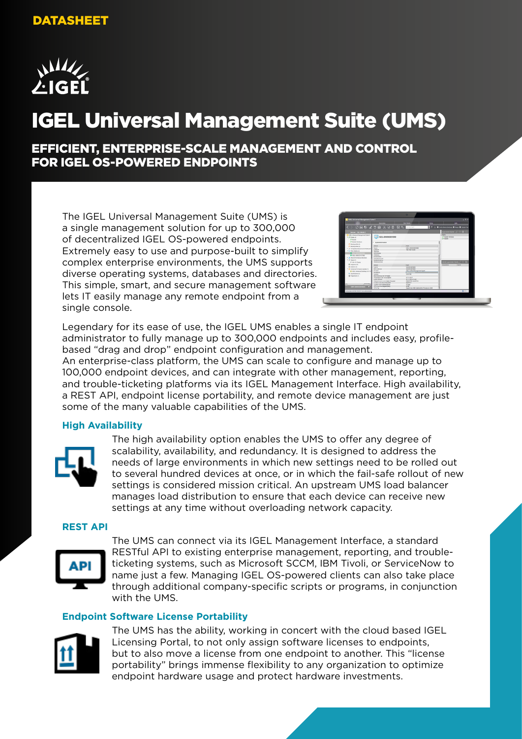DATASHEET

# IGEL Universal Management Suite (UMS)

## EFFICIENT, ENTERPRISE-SCALE MANAGEMENT AND CONTROL FOR IGEL OS-POWERED ENDPOINTS

The IGEL Universal Management Suite (UMS) is a single management solution for up to 300,000 of decentralized IGEL OS-powered endpoints. Extremely easy to use and purpose-built to simplify complex enterprise environments, the UMS supports diverse operating systems, databases and directories. This simple, smart, and secure management software lets IT easily manage any remote endpoint from a single console.

Legendary for its ease of use, the IGEL UMS enables a single IT endpoint administrator to fully manage up to 300,000 endpoints and includes easy, profile-based "drag and drop" endpoint configuration and management.
An enterprise-class platform, the UMS can scale to configure and manage up to 100,000 endpoint devices, and can integrate with other management, reporting, and trouble-ticketing platforms via its IGEL Management Interface. High availability, a REST API, endpoint license portability, and remote device management are just some of the many valuable capabilities of the UMS.

### High Availability

The high availability option enables the UMS to offer any degree of scalability, availability, and redundancy. It is designed to address the needs of large environments in which new settings need to be rolled out to several hundred devices at once, or in which the fail-safe rollout of new settings is considered mission critical. An upstream UMS load balancer manages load distribution to ensure that each device can receive new settings at any time without overloading network capacity.

### REST API

The UMS can connect via its IGEL Management Interface, a standard RESTful API to existing enterprise management, reporting, and trouble-ticketing systems, such as Microsoft SCCM, IBM Tivoli, or ServiceNow to name just a few. Managing IGEL OS-powered clients can also take place through additional company-specific scripts or programs, in conjunction with the UMS.

### Endpoint Software License Portability

The UMS has the ability, working in concert with the cloud based IGEL Licensing Portal, to not only assign software licenses to endpoints, but to also move a license from one endpoint to another. This "license portability" brings immense flexibility to any organization to optimize endpoint hardware usage and protect hardware investments.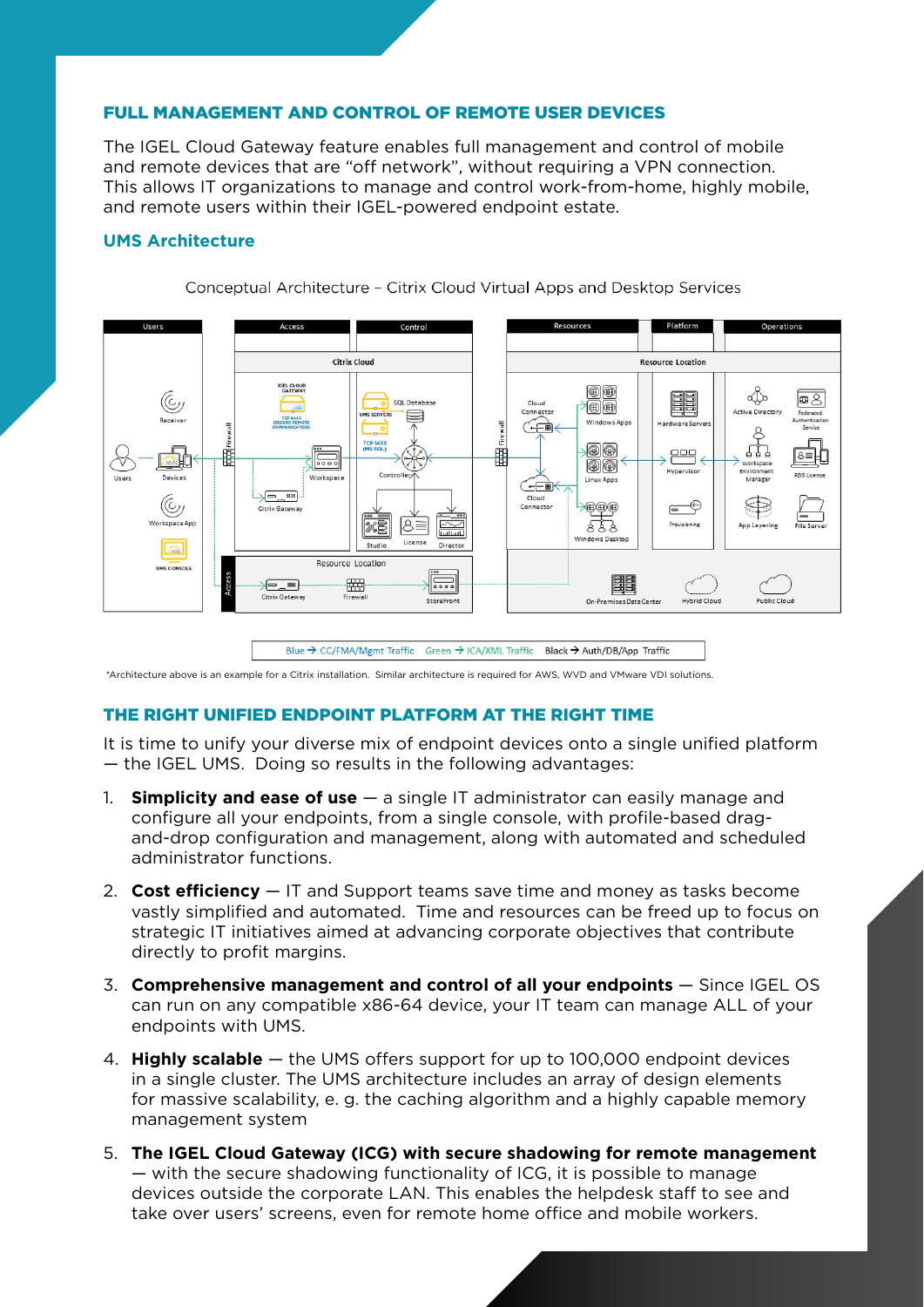## FULL MANAGEMENT AND CONTROL OF REMOTE USER DEVICES

The IGEL Cloud Gateway feature enables full management and control of mobile and remote devices that are "off network", without requiring a VPN connection. This allows IT organizations to manage and control work-from-home, highly mobile, and remote users within their IGEL-powered endpoint estate.

### UMS Architecture

Conceptual Architecture – Citrix Cloud Virtual Apps and Desktop Services

Blue → CC/FMA/Mgmt Traffic Green → ICA/XML Traffic Black → Auth/DB/App Traffic

*Architecture above is an example for a Citrix installation. Similar architecture is required for AWS, WVD and VMware VDI solutions.

## THE RIGHT UNIFIED ENDPOINT PLATFORM AT THE RIGHT TIME

It is time to unify your diverse mix of endpoint devices onto a single unified platform — the IGEL UMS. Doing so results in the following advantages:

1. **Simplicity and ease of use** — a single IT administrator can easily manage and configure all your endpoints, from a single console, with profile-based drag-and-drop configuration and management, along with automated and scheduled administrator functions.

2. **Cost efficiency** — IT and Support teams save time and money as tasks become vastly simplified and automated. Time and resources can be freed up to focus on strategic IT initiatives aimed at advancing corporate objectives that contribute directly to profit margins.

3. **Comprehensive management and control of all your endpoints** — Since IGEL OS can run on any compatible x86-64 device, your IT team can manage ALL of your endpoints with UMS.

4. **Highly scalable** — the UMS offers support for up to 100,000 endpoint devices in a single cluster. The UMS architecture includes an array of design elements for massive scalability, e. g. the caching algorithm and a highly capable memory management system

5. **The IGEL Cloud Gateway (ICG) with secure shadowing for remote management** — with the secure shadowing functionality of ICG, it is possible to manage devices outside the corporate LAN. This enables the helpdesk staff to see and take over users' screens, even for remote home office and mobile workers.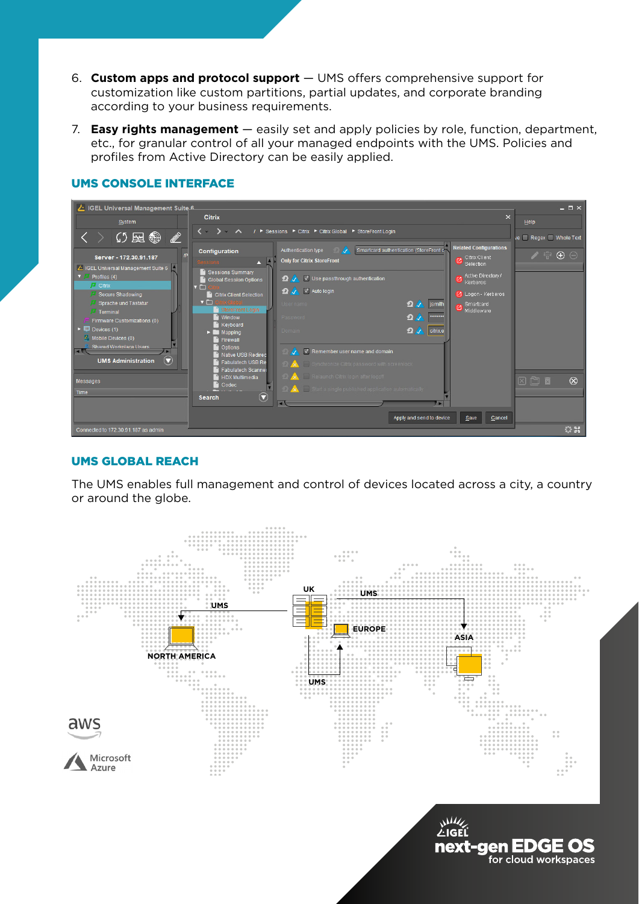6. **Custom apps and protocol support** — UMS offers comprehensive support for customization like custom partitions, partial updates, and corporate branding according to your business requirements.

7. **Easy rights management** — easily set and apply policies by role, function, department, etc., for granular control of all your managed endpoints with the UMS. Policies and profiles from Active Directory can be easily applied.

## UMS CONSOLE INTERFACE

## UMS GLOBAL REACH

The UMS enables full management and control of devices located across a city, a country or around the globe.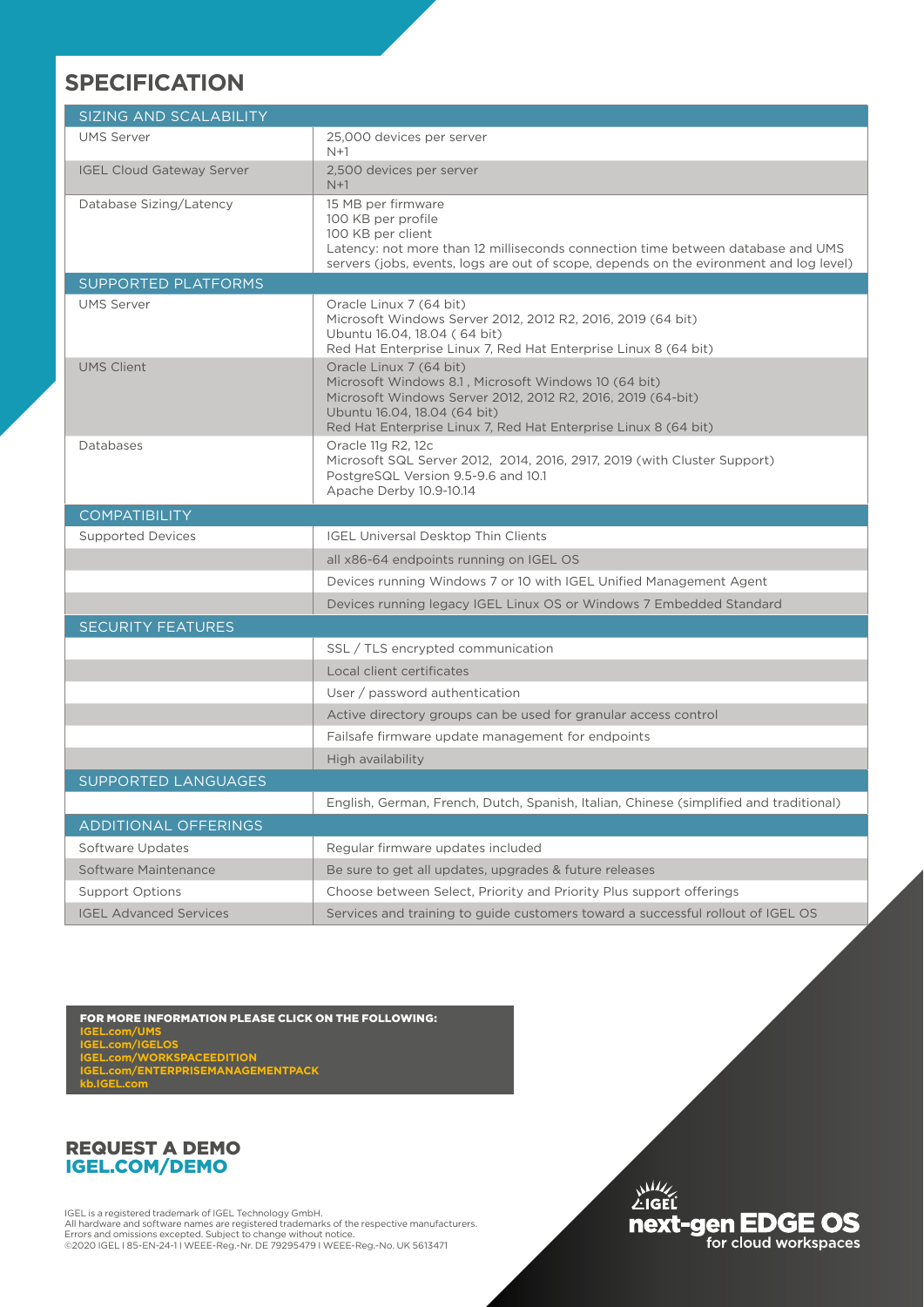# SPECIFICATION

| | |
|---|---|
| **SIZING AND SCALABILITY** | |
| UMS Server | 25,000 devices per server<br>N+1 |
| IGEL Cloud Gateway Server | 2,500 devices per server<br>N+1 |
| Database Sizing/Latency | 15 MB per firmware<br>100 KB per profile<br>100 KB per client<br>Latency: not more than 12 milliseconds connection time between database and UMS servers (jobs, events, logs are out of scope, depends on the evironment and log level) |
| **SUPPORTED PLATFORMS** | |
| UMS Server | Oracle Linux 7 (64 bit)<br>Microsoft Windows Server 2012, 2012 R2, 2016, 2019 (64 bit)<br>Ubuntu 16.04, 18.04 ( 64 bit)<br>Red Hat Enterprise Linux 7, Red Hat Enterprise Linux 8 (64 bit) |
| UMS Client | Oracle Linux 7 (64 bit)<br>Microsoft Windows 8.1 , Microsoft Windows 10 (64 bit)<br>Microsoft Windows Server 2012, 2012 R2, 2016, 2019 (64-bit)<br>Ubuntu 16.04, 18.04 (64 bit)<br>Red Hat Enterprise Linux 7, Red Hat Enterprise Linux 8 (64 bit) |
| Databases | Oracle 11g R2, 12c<br>Microsoft SQL Server 2012, 2014, 2016, 2917, 2019 (with Cluster Support)<br>PostgreSQL Version 9.5-9.6 and 10.1<br>Apache Derby 10.9-10.14 |
| **COMPATIBILITY** | |
| Supported Devices | IGEL Universal Desktop Thin Clients |
| | all x86-64 endpoints running on IGEL OS |
| | Devices running Windows 7 or 10 with IGEL Unified Management Agent |
| | Devices running legacy IGEL Linux OS or Windows 7 Embedded Standard |
| **SECURITY FEATURES** | |
| | SSL / TLS encrypted communication |
| | Local client certificates |
| | User / password authentication |
| | Active directory groups can be used for granular access control |
| | Failsafe firmware update management for endpoints |
| | High availability |
| **SUPPORTED LANGUAGES** | |
| | English, German, French, Dutch, Spanish, Italian, Chinese (simplified and traditional) |
| **ADDITIONAL OFFERINGS** | |
| Software Updates | Regular firmware updates included |
| Software Maintenance | Be sure to get all updates, upgrades & future releases |
| Support Options | Choose between Select, Priority and Priority Plus support offerings |
| IGEL Advanced Services | Services and training to guide customers toward a successful rollout of IGEL OS |

**FOR MORE INFORMATION PLEASE CLICK ON THE FOLLOWING:**
**IGEL.com/UMS**
**IGEL.com/IGELOS**
**IGEL.com/WORKSPACEEDITION**
**IGEL.com/ENTERPRISEMANAGEMENTPACK**
**kb.IGEL.com**

## REQUEST A DEMO
## IGEL.COM/DEMO

IGEL is a registered trademark of IGEL Technology GmbH.
All hardware and software names are registered trademarks of the respective manufacturers.
Errors and omissions excepted. Subject to change without notice.
©2020 IGEL I 85-EN-24-1 I WEEE-Reg.-Nr. DE 79295479 I WEEE-Reg.-No. UK 5613471

IGEL
next-gen EDGE OS
for cloud workspaces